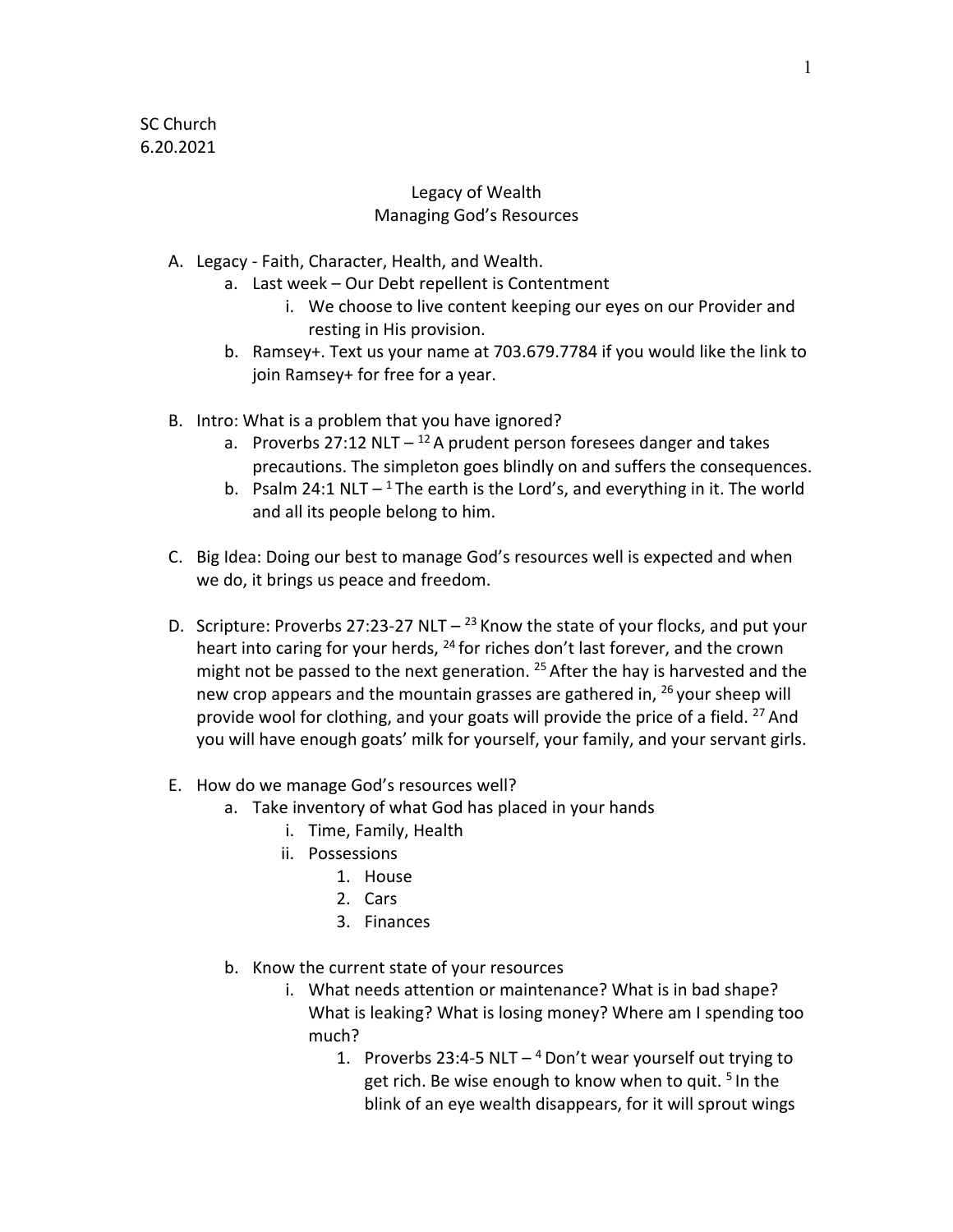SC Church
6.20.2021

# Legacy of Wealth
## Managing God's Resources

A. Legacy - Faith, Character, Health, and Wealth.
   - a. Last week – Our Debt repellent is Contentment
     - i. We choose to live content keeping our eyes on our Provider and resting in His provision.
   - b. Ramsey+. Text us your name at 703.679.7784 if you would like the link to join Ramsey+ for free for a year.

B. Intro: What is a problem that you have ignored?
   - a. Proverbs 27:12 NLT – [12] A prudent person foresees danger and takes precautions. The simpleton goes blindly on and suffers the consequences.
   - b. Psalm 24:1 NLT – [1] The earth is the Lord's, and everything in it. The world and all its people belong to him.

C. Big Idea: Doing our best to manage God's resources well is expected and when we do, it brings us peace and freedom.

D. Scripture: Proverbs 27:23-27 NLT – [23] Know the state of your flocks, and put your heart into caring for your herds, [24] for riches don't last forever, and the crown might not be passed to the next generation. [25] After the hay is harvested and the new crop appears and the mountain grasses are gathered in, [26] your sheep will provide wool for clothing, and your goats will provide the price of a field. [27] And you will have enough goats' milk for yourself, your family, and your servant girls.

E. How do we manage God's resources well?
   - a. Take inventory of what God has placed in your hands
     - i. Time, Family, Health
     - ii. Possessions
       1. House
       2. Cars
       3. Finances
   - b. Know the current state of your resources
     - i. What needs attention or maintenance? What is in bad shape? What is leaking? What is losing money? Where am I spending too much?
       1. Proverbs 23:4-5 NLT – [4] Don't wear yourself out trying to get rich. Be wise enough to know when to quit. [5] In the blink of an eye wealth disappears, for it will sprout wings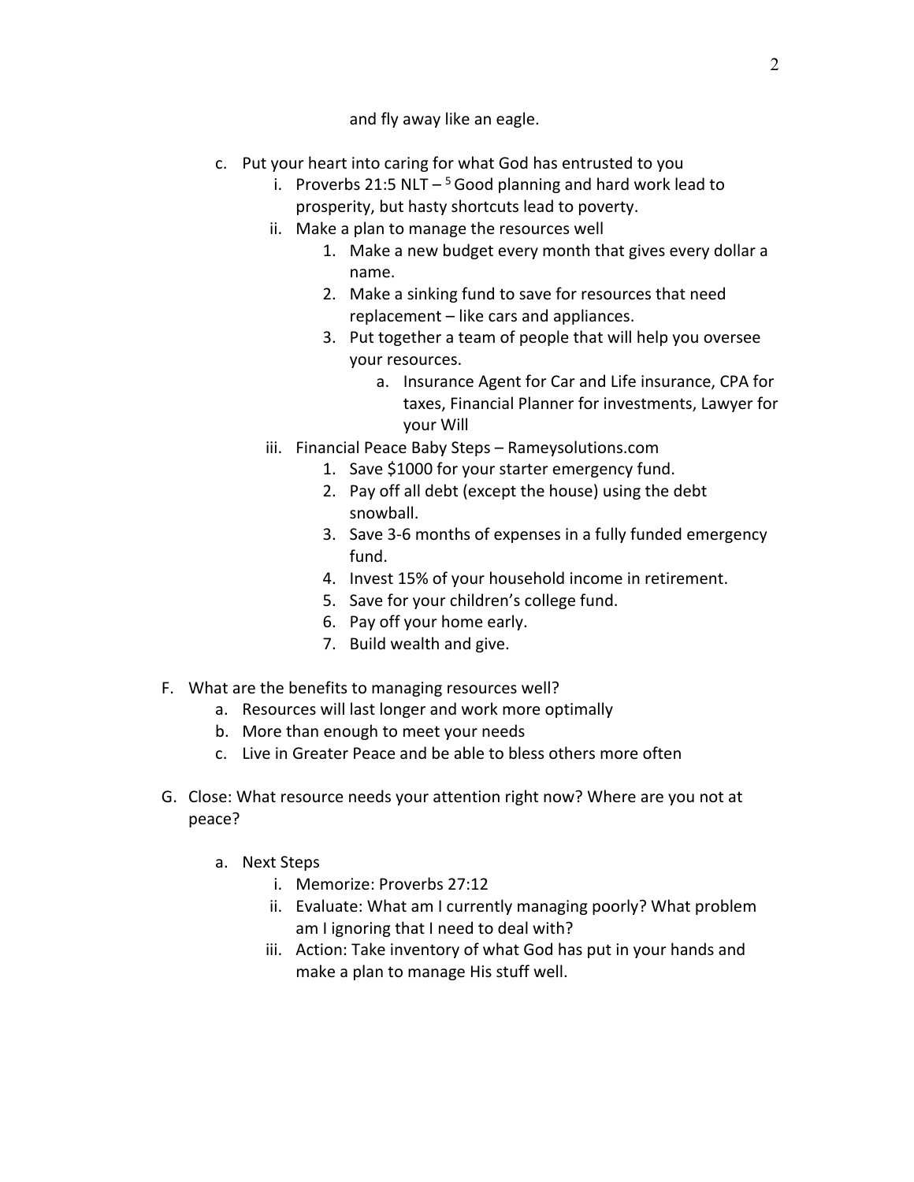and fly away like an eagle.

c. Put your heart into caring for what God has entrusted to you
    i. Proverbs 21:5 NLT – [5] Good planning and hard work lead to prosperity, but hasty shortcuts lead to poverty.
    ii. Make a plan to manage the resources well
        1. Make a new budget every month that gives every dollar a name.
        2. Make a sinking fund to save for resources that need replacement – like cars and appliances.
        3. Put together a team of people that will help you oversee your resources.
            a. Insurance Agent for Car and Life insurance, CPA for taxes, Financial Planner for investments, Lawyer for your Will
    iii. Financial Peace Baby Steps – Rameysolutions.com
        1. Save $1000 for your starter emergency fund.
        2. Pay off all debt (except the house) using the debt snowball.
        3. Save 3-6 months of expenses in a fully funded emergency fund.
        4. Invest 15% of your household income in retirement.
        5. Save for your children's college fund.
        6. Pay off your home early.
        7. Build wealth and give.

F. What are the benefits to managing resources well?
    a. Resources will last longer and work more optimally
    b. More than enough to meet your needs
    c. Live in Greater Peace and be able to bless others more often

G. Close: What resource needs your attention right now? Where are you not at peace?

    a. Next Steps
        i. Memorize: Proverbs 27:12
        ii. Evaluate: What am I currently managing poorly? What problem am I ignoring that I need to deal with?
        iii. Action: Take inventory of what God has put in your hands and make a plan to manage His stuff well.